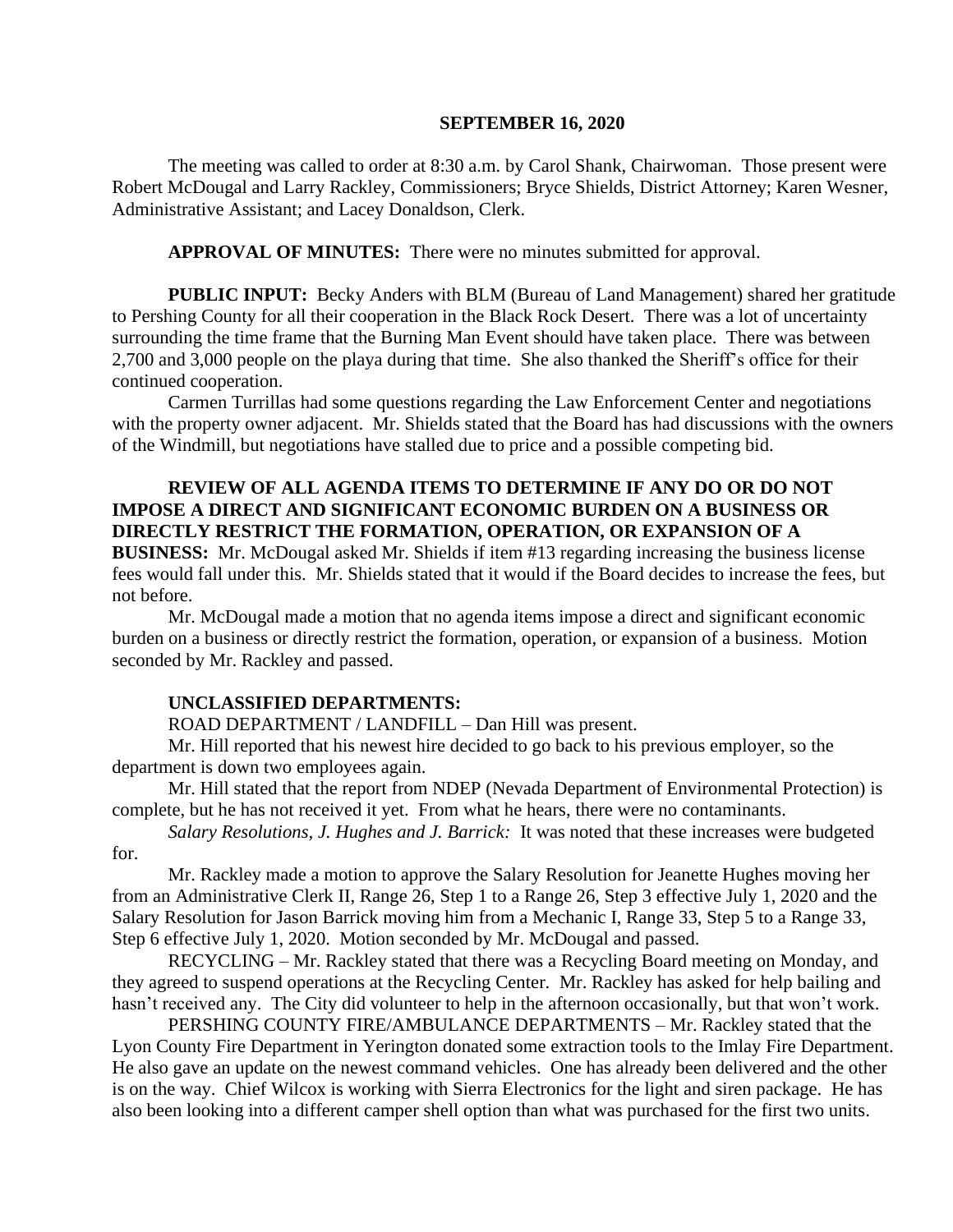**SEPTEMBER 16, 2020**

The meeting was called to order at 8:30 a.m. by Carol Shank, Chairwoman. Those present were Robert McDougal and Larry Rackley, Commissioners; Bryce Shields, District Attorney; Karen Wesner, Administrative Assistant; and Lacey Donaldson, Clerk.

**APPROVAL OF MINUTES:** There were no minutes submitted for approval.

**PUBLIC INPUT:** Becky Anders with BLM (Bureau of Land Management) shared her gratitude to Pershing County for all their cooperation in the Black Rock Desert. There was a lot of uncertainty surrounding the time frame that the Burning Man Event should have taken place. There was between 2,700 and 3,000 people on the playa during that time. She also thanked the Sheriff's office for their continued cooperation.

Carmen Turrillas had some questions regarding the Law Enforcement Center and negotiations with the property owner adjacent. Mr. Shields stated that the Board has had discussions with the owners of the Windmill, but negotiations have stalled due to price and a possible competing bid.

**REVIEW OF ALL AGENDA ITEMS TO DETERMINE IF ANY DO OR DO NOT IMPOSE A DIRECT AND SIGNIFICANT ECONOMIC BURDEN ON A BUSINESS OR DIRECTLY RESTRICT THE FORMATION, OPERATION, OR EXPANSION OF A BUSINESS:** Mr. McDougal asked Mr. Shields if item #13 regarding increasing the business license fees would fall under this. Mr. Shields stated that it would if the Board decides to increase the fees, but not before.

Mr. McDougal made a motion that no agenda items impose a direct and significant economic burden on a business or directly restrict the formation, operation, or expansion of a business. Motion seconded by Mr. Rackley and passed.

**UNCLASSIFIED DEPARTMENTS:**

ROAD DEPARTMENT / LANDFILL – Dan Hill was present.

Mr. Hill reported that his newest hire decided to go back to his previous employer, so the department is down two employees again.

Mr. Hill stated that the report from NDEP (Nevada Department of Environmental Protection) is complete, but he has not received it yet. From what he hears, there were no contaminants.

*Salary Resolutions, J. Hughes and J. Barrick:* It was noted that these increases were budgeted for.

Mr. Rackley made a motion to approve the Salary Resolution for Jeanette Hughes moving her from an Administrative Clerk II, Range 26, Step 1 to a Range 26, Step 3 effective July 1, 2020 and the Salary Resolution for Jason Barrick moving him from a Mechanic I, Range 33, Step 5 to a Range 33, Step 6 effective July 1, 2020. Motion seconded by Mr. McDougal and passed.

RECYCLING – Mr. Rackley stated that there was a Recycling Board meeting on Monday, and they agreed to suspend operations at the Recycling Center. Mr. Rackley has asked for help bailing and hasn't received any. The City did volunteer to help in the afternoon occasionally, but that won't work.

PERSHING COUNTY FIRE/AMBULANCE DEPARTMENTS – Mr. Rackley stated that the Lyon County Fire Department in Yerington donated some extraction tools to the Imlay Fire Department. He also gave an update on the newest command vehicles. One has already been delivered and the other is on the way. Chief Wilcox is working with Sierra Electronics for the light and siren package. He has also been looking into a different camper shell option than what was purchased for the first two units.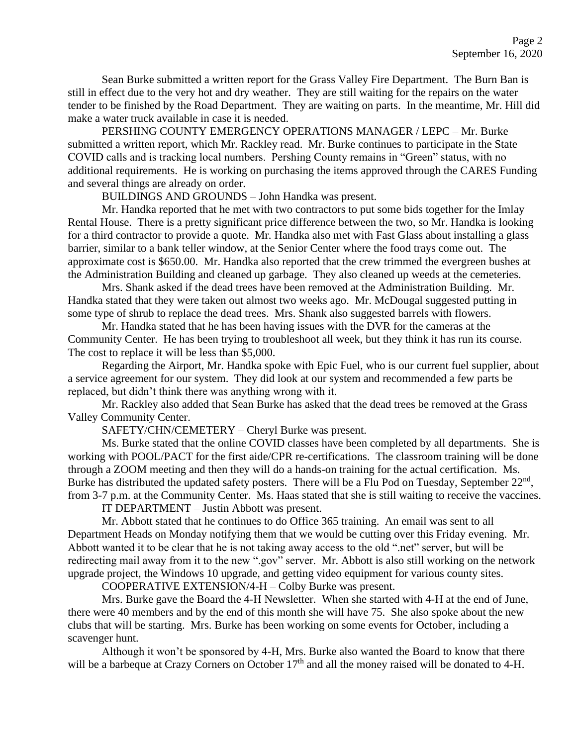Sean Burke submitted a written report for the Grass Valley Fire Department. The Burn Ban is still in effect due to the very hot and dry weather. They are still waiting for the repairs on the water tender to be finished by the Road Department. They are waiting on parts. In the meantime, Mr. Hill did make a water truck available in case it is needed.

PERSHING COUNTY EMERGENCY OPERATIONS MANAGER / LEPC – Mr. Burke submitted a written report, which Mr. Rackley read. Mr. Burke continues to participate in the State COVID calls and is tracking local numbers. Pershing County remains in "Green" status, with no additional requirements. He is working on purchasing the items approved through the CARES Funding and several things are already on order.

BUILDINGS AND GROUNDS – John Handka was present.

Mr. Handka reported that he met with two contractors to put some bids together for the Imlay Rental House. There is a pretty significant price difference between the two, so Mr. Handka is looking for a third contractor to provide a quote. Mr. Handka also met with Fast Glass about installing a glass barrier, similar to a bank teller window, at the Senior Center where the food trays come out. The approximate cost is $650.00. Mr. Handka also reported that the crew trimmed the evergreen bushes at the Administration Building and cleaned up garbage. They also cleaned up weeds at the cemeteries.

Mrs. Shank asked if the dead trees have been removed at the Administration Building. Mr. Handka stated that they were taken out almost two weeks ago. Mr. McDougal suggested putting in some type of shrub to replace the dead trees. Mrs. Shank also suggested barrels with flowers.

Mr. Handka stated that he has been having issues with the DVR for the cameras at the Community Center. He has been trying to troubleshoot all week, but they think it has run its course. The cost to replace it will be less than $5,000.

Regarding the Airport, Mr. Handka spoke with Epic Fuel, who is our current fuel supplier, about a service agreement for our system. They did look at our system and recommended a few parts be replaced, but didn't think there was anything wrong with it.

Mr. Rackley also added that Sean Burke has asked that the dead trees be removed at the Grass Valley Community Center.

SAFETY/CHN/CEMETERY – Cheryl Burke was present.

Ms. Burke stated that the online COVID classes have been completed by all departments. She is working with POOL/PACT for the first aide/CPR re-certifications. The classroom training will be done through a ZOOM meeting and then they will do a hands-on training for the actual certification. Ms. Burke has distributed the updated safety posters. There will be a Flu Pod on Tuesday, September 22nd, from 3-7 p.m. at the Community Center. Ms. Haas stated that she is still waiting to receive the vaccines.

IT DEPARTMENT – Justin Abbott was present.

Mr. Abbott stated that he continues to do Office 365 training. An email was sent to all Department Heads on Monday notifying them that we would be cutting over this Friday evening. Mr. Abbott wanted it to be clear that he is not taking away access to the old ".net" server, but will be redirecting mail away from it to the new ".gov" server. Mr. Abbott is also still working on the network upgrade project, the Windows 10 upgrade, and getting video equipment for various county sites.

COOPERATIVE EXTENSION/4-H – Colby Burke was present.

Mrs. Burke gave the Board the 4-H Newsletter. When she started with 4-H at the end of June, there were 40 members and by the end of this month she will have 75. She also spoke about the new clubs that will be starting. Mrs. Burke has been working on some events for October, including a scavenger hunt.

Although it won't be sponsored by 4-H, Mrs. Burke also wanted the Board to know that there will be a barbeque at Crazy Corners on October 17th and all the money raised will be donated to 4-H.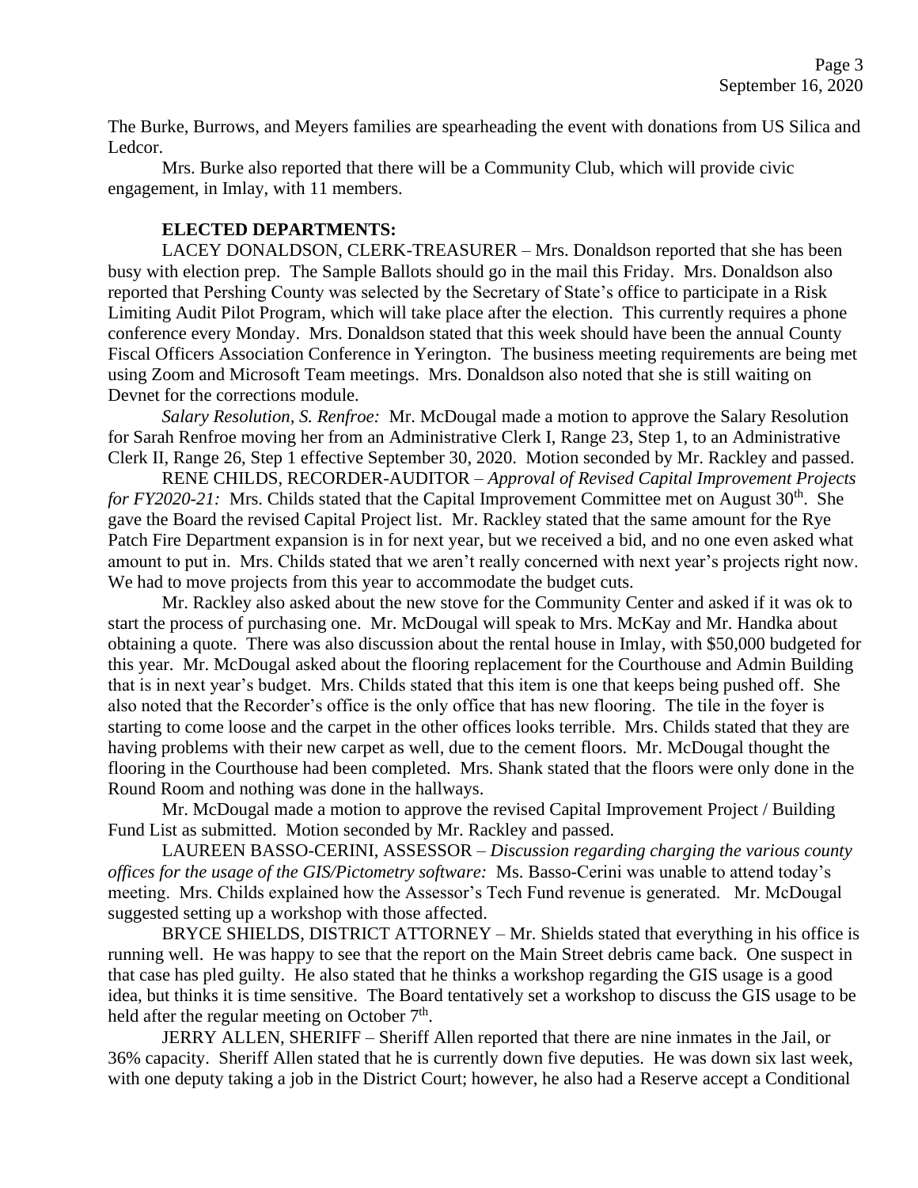The Burke, Burrows, and Meyers families are spearheading the event with donations from US Silica and Ledcor.

Mrs. Burke also reported that there will be a Community Club, which will provide civic engagement, in Imlay, with 11 members.

**ELECTED DEPARTMENTS:**

LACEY DONALDSON, CLERK-TREASURER – Mrs. Donaldson reported that she has been busy with election prep. The Sample Ballots should go in the mail this Friday. Mrs. Donaldson also reported that Pershing County was selected by the Secretary of State's office to participate in a Risk Limiting Audit Pilot Program, which will take place after the election. This currently requires a phone conference every Monday. Mrs. Donaldson stated that this week should have been the annual County Fiscal Officers Association Conference in Yerington. The business meeting requirements are being met using Zoom and Microsoft Team meetings. Mrs. Donaldson also noted that she is still waiting on Devnet for the corrections module.

*Salary Resolution, S. Renfroe:* Mr. McDougal made a motion to approve the Salary Resolution for Sarah Renfroe moving her from an Administrative Clerk I, Range 23, Step 1, to an Administrative Clerk II, Range 26, Step 1 effective September 30, 2020. Motion seconded by Mr. Rackley and passed.

RENE CHILDS, RECORDER-AUDITOR – *Approval of Revised Capital Improvement Projects for FY2020-21:* Mrs. Childs stated that the Capital Improvement Committee met on August 30th. She gave the Board the revised Capital Project list. Mr. Rackley stated that the same amount for the Rye Patch Fire Department expansion is in for next year, but we received a bid, and no one even asked what amount to put in. Mrs. Childs stated that we aren't really concerned with next year's projects right now. We had to move projects from this year to accommodate the budget cuts.

Mr. Rackley also asked about the new stove for the Community Center and asked if it was ok to start the process of purchasing one. Mr. McDougal will speak to Mrs. McKay and Mr. Handka about obtaining a quote. There was also discussion about the rental house in Imlay, with $50,000 budgeted for this year. Mr. McDougal asked about the flooring replacement for the Courthouse and Admin Building that is in next year's budget. Mrs. Childs stated that this item is one that keeps being pushed off. She also noted that the Recorder's office is the only office that has new flooring. The tile in the foyer is starting to come loose and the carpet in the other offices looks terrible. Mrs. Childs stated that they are having problems with their new carpet as well, due to the cement floors. Mr. McDougal thought the flooring in the Courthouse had been completed. Mrs. Shank stated that the floors were only done in the Round Room and nothing was done in the hallways.

Mr. McDougal made a motion to approve the revised Capital Improvement Project / Building Fund List as submitted. Motion seconded by Mr. Rackley and passed.

LAUREEN BASSO-CERINI, ASSESSOR – *Discussion regarding charging the various county offices for the usage of the GIS/Pictometry software:* Ms. Basso-Cerini was unable to attend today's meeting. Mrs. Childs explained how the Assessor's Tech Fund revenue is generated. Mr. McDougal suggested setting up a workshop with those affected.

BRYCE SHIELDS, DISTRICT ATTORNEY – Mr. Shields stated that everything in his office is running well. He was happy to see that the report on the Main Street debris came back. One suspect in that case has pled guilty. He also stated that he thinks a workshop regarding the GIS usage is a good idea, but thinks it is time sensitive. The Board tentatively set a workshop to discuss the GIS usage to be held after the regular meeting on October 7th.

JERRY ALLEN, SHERIFF – Sheriff Allen reported that there are nine inmates in the Jail, or 36% capacity. Sheriff Allen stated that he is currently down five deputies. He was down six last week, with one deputy taking a job in the District Court; however, he also had a Reserve accept a Conditional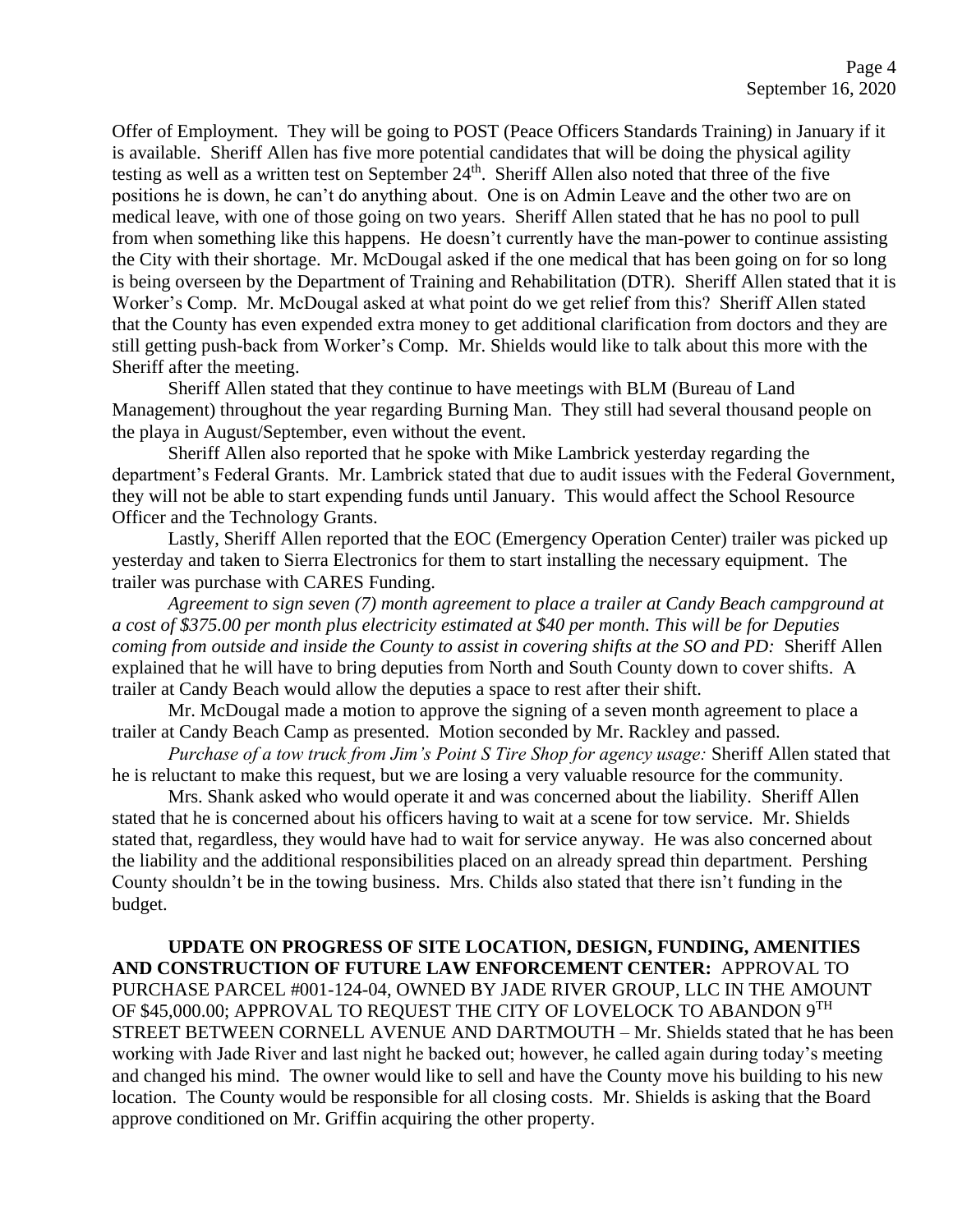Offer of Employment. They will be going to POST (Peace Officers Standards Training) in January if it is available. Sheriff Allen has five more potential candidates that will be doing the physical agility testing as well as a written test on September 24th. Sheriff Allen also noted that three of the five positions he is down, he can't do anything about. One is on Admin Leave and the other two are on medical leave, with one of those going on two years. Sheriff Allen stated that he has no pool to pull from when something like this happens. He doesn't currently have the man-power to continue assisting the City with their shortage. Mr. McDougal asked if the one medical that has been going on for so long is being overseen by the Department of Training and Rehabilitation (DTR). Sheriff Allen stated that it is Worker's Comp. Mr. McDougal asked at what point do we get relief from this? Sheriff Allen stated that the County has even expended extra money to get additional clarification from doctors and they are still getting push-back from Worker's Comp. Mr. Shields would like to talk about this more with the Sheriff after the meeting.

Sheriff Allen stated that they continue to have meetings with BLM (Bureau of Land Management) throughout the year regarding Burning Man. They still had several thousand people on the playa in August/September, even without the event.

Sheriff Allen also reported that he spoke with Mike Lambrick yesterday regarding the department's Federal Grants. Mr. Lambrick stated that due to audit issues with the Federal Government, they will not be able to start expending funds until January. This would affect the School Resource Officer and the Technology Grants.

Lastly, Sheriff Allen reported that the EOC (Emergency Operation Center) trailer was picked up yesterday and taken to Sierra Electronics for them to start installing the necessary equipment. The trailer was purchase with CARES Funding.

*Agreement to sign seven (7) month agreement to place a trailer at Candy Beach campground at a cost of $375.00 per month plus electricity estimated at $40 per month. This will be for Deputies coming from outside and inside the County to assist in covering shifts at the SO and PD:* Sheriff Allen explained that he will have to bring deputies from North and South County down to cover shifts. A trailer at Candy Beach would allow the deputies a space to rest after their shift.

Mr. McDougal made a motion to approve the signing of a seven month agreement to place a trailer at Candy Beach Camp as presented. Motion seconded by Mr. Rackley and passed.

*Purchase of a tow truck from Jim's Point S Tire Shop for agency usage:* Sheriff Allen stated that he is reluctant to make this request, but we are losing a very valuable resource for the community.

Mrs. Shank asked who would operate it and was concerned about the liability. Sheriff Allen stated that he is concerned about his officers having to wait at a scene for tow service. Mr. Shields stated that, regardless, they would have had to wait for service anyway. He was also concerned about the liability and the additional responsibilities placed on an already spread thin department. Pershing County shouldn't be in the towing business. Mrs. Childs also stated that there isn't funding in the budget.

**UPDATE ON PROGRESS OF SITE LOCATION, DESIGN, FUNDING, AMENITIES AND CONSTRUCTION OF FUTURE LAW ENFORCEMENT CENTER:** APPROVAL TO PURCHASE PARCEL #001-124-04, OWNED BY JADE RIVER GROUP, LLC IN THE AMOUNT OF $45,000.00; APPROVAL TO REQUEST THE CITY OF LOVELOCK TO ABANDON 9TH STREET BETWEEN CORNELL AVENUE AND DARTMOUTH – Mr. Shields stated that he has been working with Jade River and last night he backed out; however, he called again during today's meeting and changed his mind. The owner would like to sell and have the County move his building to his new location. The County would be responsible for all closing costs. Mr. Shields is asking that the Board approve conditioned on Mr. Griffin acquiring the other property.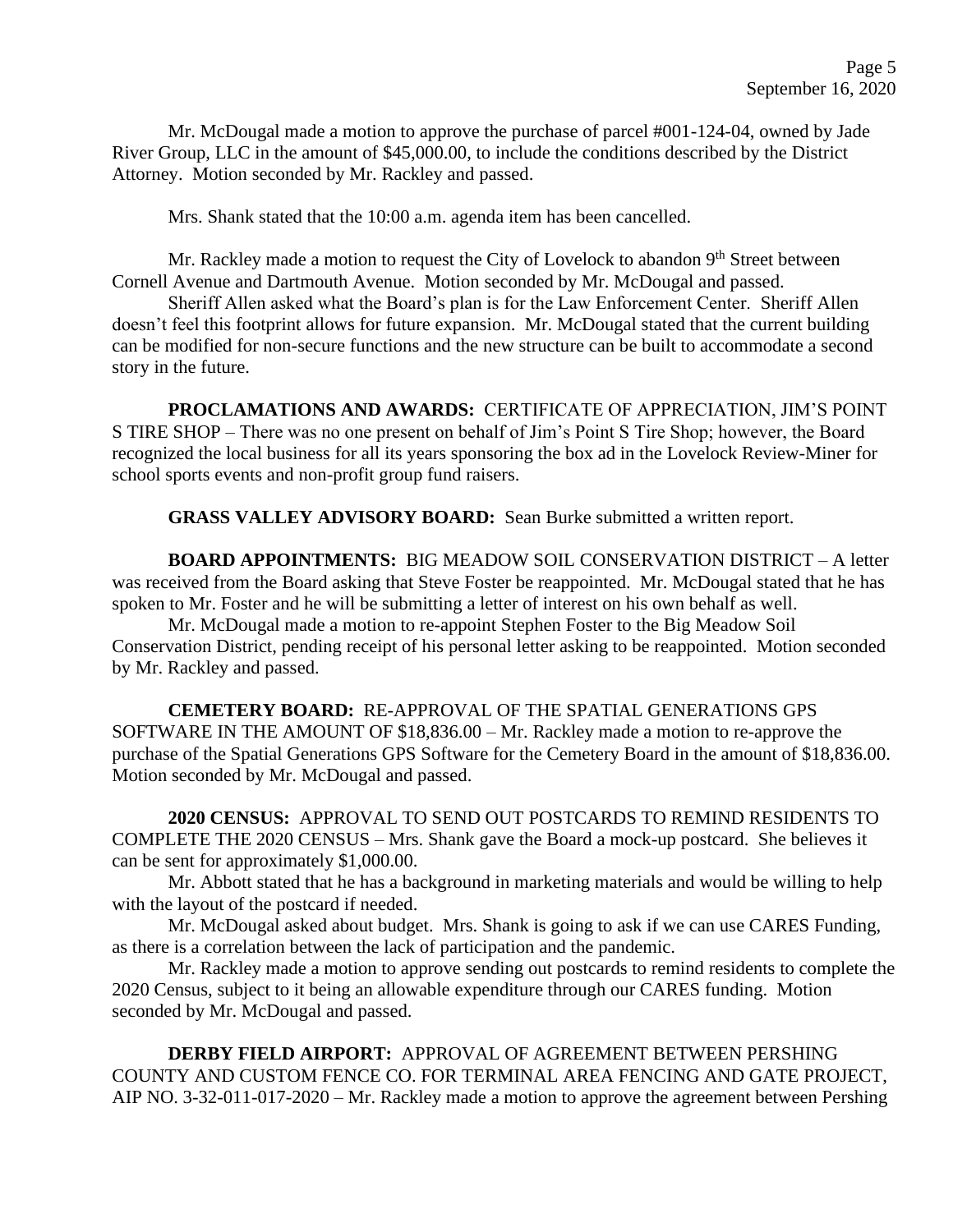Mr. McDougal made a motion to approve the purchase of parcel #001-124-04, owned by Jade River Group, LLC in the amount of $45,000.00, to include the conditions described by the District Attorney. Motion seconded by Mr. Rackley and passed.

Mrs. Shank stated that the 10:00 a.m. agenda item has been cancelled.

Mr. Rackley made a motion to request the City of Lovelock to abandon 9th Street between Cornell Avenue and Dartmouth Avenue. Motion seconded by Mr. McDougal and passed.

Sheriff Allen asked what the Board's plan is for the Law Enforcement Center. Sheriff Allen doesn't feel this footprint allows for future expansion. Mr. McDougal stated that the current building can be modified for non-secure functions and the new structure can be built to accommodate a second story in the future.

**PROCLAMATIONS AND AWARDS:** CERTIFICATE OF APPRECIATION, JIM'S POINT S TIRE SHOP – There was no one present on behalf of Jim's Point S Tire Shop; however, the Board recognized the local business for all its years sponsoring the box ad in the Lovelock Review-Miner for school sports events and non-profit group fund raisers.

**GRASS VALLEY ADVISORY BOARD:** Sean Burke submitted a written report.

**BOARD APPOINTMENTS:** BIG MEADOW SOIL CONSERVATION DISTRICT – A letter was received from the Board asking that Steve Foster be reappointed. Mr. McDougal stated that he has spoken to Mr. Foster and he will be submitting a letter of interest on his own behalf as well.

Mr. McDougal made a motion to re-appoint Stephen Foster to the Big Meadow Soil Conservation District, pending receipt of his personal letter asking to be reappointed. Motion seconded by Mr. Rackley and passed.

**CEMETERY BOARD:** RE-APPROVAL OF THE SPATIAL GENERATIONS GPS SOFTWARE IN THE AMOUNT OF $18,836.00 – Mr. Rackley made a motion to re-approve the purchase of the Spatial Generations GPS Software for the Cemetery Board in the amount of $18,836.00. Motion seconded by Mr. McDougal and passed.

**2020 CENSUS:** APPROVAL TO SEND OUT POSTCARDS TO REMIND RESIDENTS TO COMPLETE THE 2020 CENSUS – Mrs. Shank gave the Board a mock-up postcard. She believes it can be sent for approximately $1,000.00.

Mr. Abbott stated that he has a background in marketing materials and would be willing to help with the layout of the postcard if needed.

Mr. McDougal asked about budget. Mrs. Shank is going to ask if we can use CARES Funding, as there is a correlation between the lack of participation and the pandemic.

Mr. Rackley made a motion to approve sending out postcards to remind residents to complete the 2020 Census, subject to it being an allowable expenditure through our CARES funding. Motion seconded by Mr. McDougal and passed.

**DERBY FIELD AIRPORT:** APPROVAL OF AGREEMENT BETWEEN PERSHING COUNTY AND CUSTOM FENCE CO. FOR TERMINAL AREA FENCING AND GATE PROJECT, AIP NO. 3-32-011-017-2020 – Mr. Rackley made a motion to approve the agreement between Pershing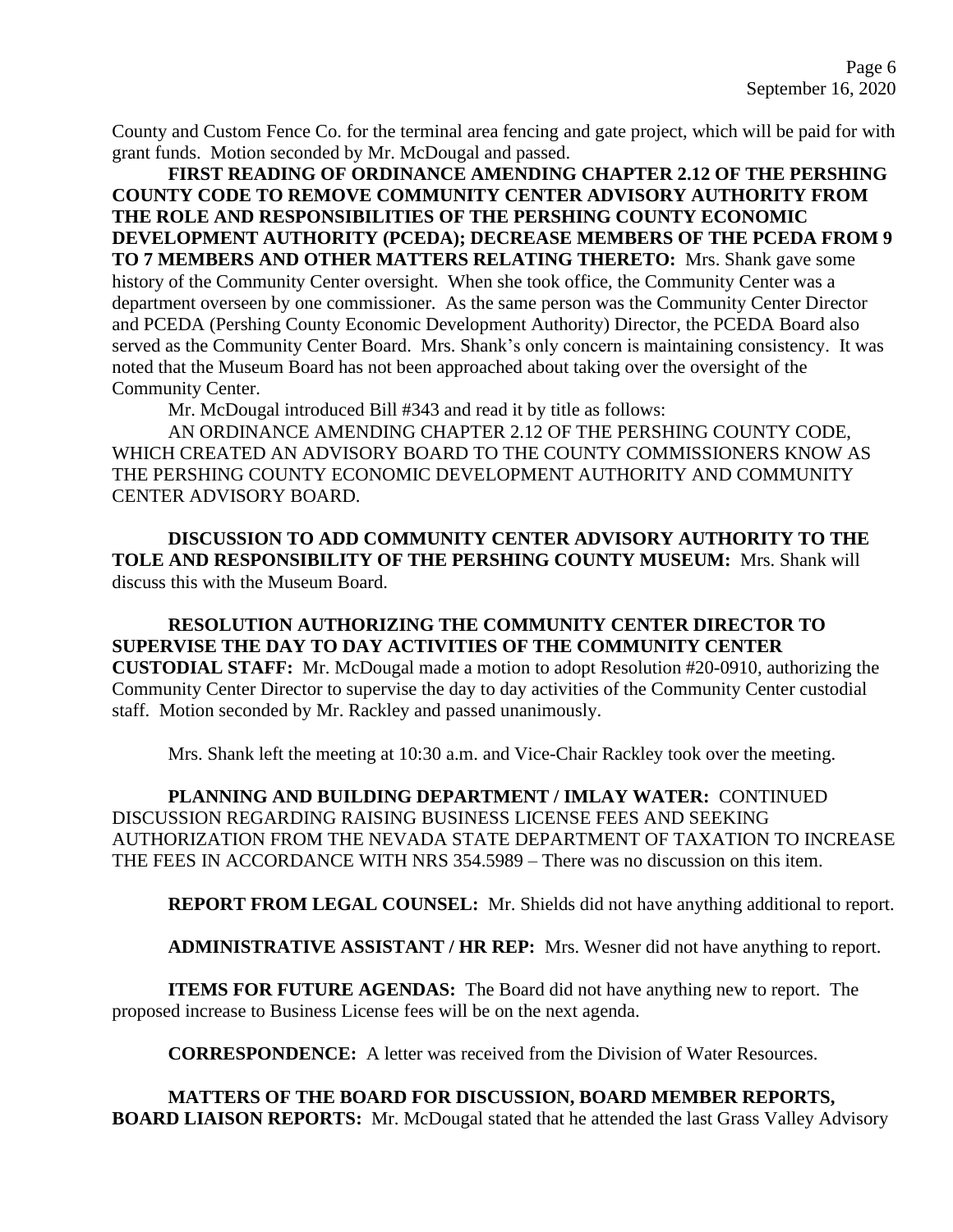County and Custom Fence Co. for the terminal area fencing and gate project, which will be paid for with grant funds. Motion seconded by Mr. McDougal and passed.

**FIRST READING OF ORDINANCE AMENDING CHAPTER 2.12 OF THE PERSHING COUNTY CODE TO REMOVE COMMUNITY CENTER ADVISORY AUTHORITY FROM THE ROLE AND RESPONSIBILITIES OF THE PERSHING COUNTY ECONOMIC DEVELOPMENT AUTHORITY (PCEDA); DECREASE MEMBERS OF THE PCEDA FROM 9 TO 7 MEMBERS AND OTHER MATTERS RELATING THERETO:** Mrs. Shank gave some history of the Community Center oversight. When she took office, the Community Center was a department overseen by one commissioner. As the same person was the Community Center Director and PCEDA (Pershing County Economic Development Authority) Director, the PCEDA Board also served as the Community Center Board. Mrs. Shank's only concern is maintaining consistency. It was noted that the Museum Board has not been approached about taking over the oversight of the Community Center.

Mr. McDougal introduced Bill #343 and read it by title as follows:

AN ORDINANCE AMENDING CHAPTER 2.12 OF THE PERSHING COUNTY CODE, WHICH CREATED AN ADVISORY BOARD TO THE COUNTY COMMISSIONERS KNOW AS THE PERSHING COUNTY ECONOMIC DEVELOPMENT AUTHORITY AND COMMUNITY CENTER ADVISORY BOARD.

**DISCUSSION TO ADD COMMUNITY CENTER ADVISORY AUTHORITY TO THE TOLE AND RESPONSIBILITY OF THE PERSHING COUNTY MUSEUM:** Mrs. Shank will discuss this with the Museum Board.

**RESOLUTION AUTHORIZING THE COMMUNITY CENTER DIRECTOR TO SUPERVISE THE DAY TO DAY ACTIVITIES OF THE COMMUNITY CENTER CUSTODIAL STAFF:** Mr. McDougal made a motion to adopt Resolution #20-0910, authorizing the Community Center Director to supervise the day to day activities of the Community Center custodial staff. Motion seconded by Mr. Rackley and passed unanimously.

Mrs. Shank left the meeting at 10:30 a.m. and Vice-Chair Rackley took over the meeting.

**PLANNING AND BUILDING DEPARTMENT / IMLAY WATER:** CONTINUED DISCUSSION REGARDING RAISING BUSINESS LICENSE FEES AND SEEKING AUTHORIZATION FROM THE NEVADA STATE DEPARTMENT OF TAXATION TO INCREASE THE FEES IN ACCORDANCE WITH NRS 354.5989 – There was no discussion on this item.

**REPORT FROM LEGAL COUNSEL:** Mr. Shields did not have anything additional to report.

**ADMINISTRATIVE ASSISTANT / HR REP:** Mrs. Wesner did not have anything to report.

**ITEMS FOR FUTURE AGENDAS:** The Board did not have anything new to report. The proposed increase to Business License fees will be on the next agenda.

**CORRESPONDENCE:** A letter was received from the Division of Water Resources.

**MATTERS OF THE BOARD FOR DISCUSSION, BOARD MEMBER REPORTS, BOARD LIAISON REPORTS:** Mr. McDougal stated that he attended the last Grass Valley Advisory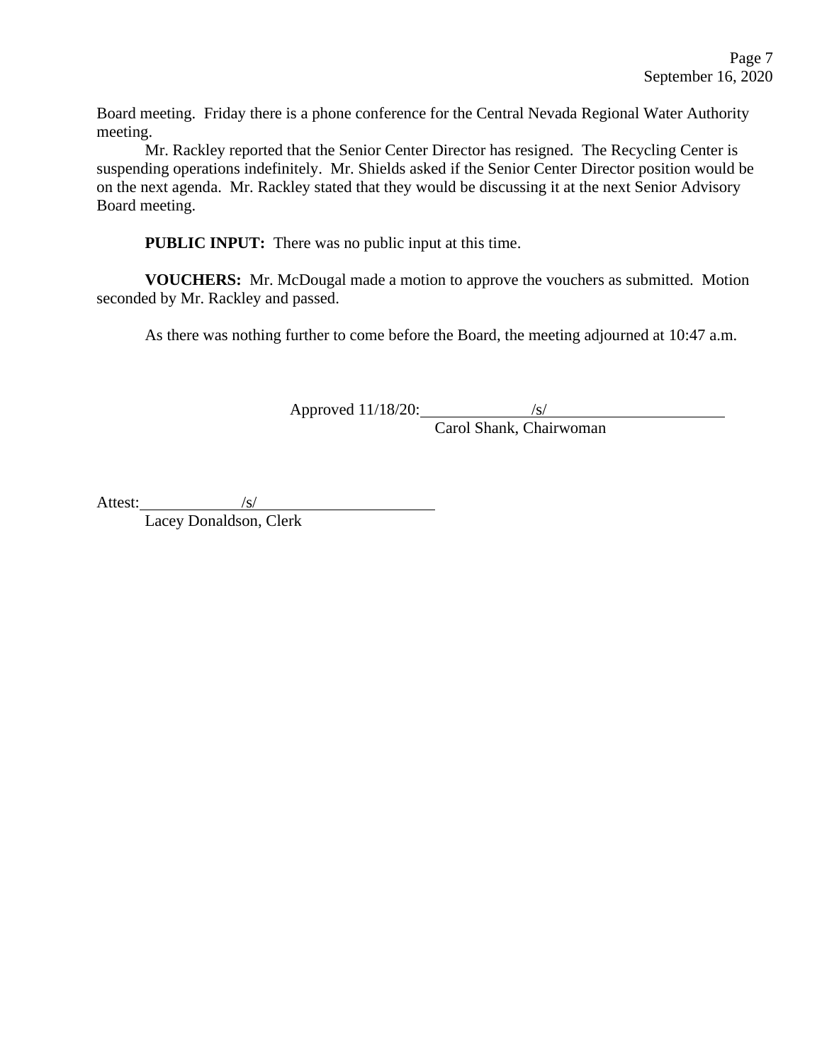Board meeting. Friday there is a phone conference for the Central Nevada Regional Water Authority meeting.

Mr. Rackley reported that the Senior Center Director has resigned. The Recycling Center is suspending operations indefinitely. Mr. Shields asked if the Senior Center Director position would be on the next agenda. Mr. Rackley stated that they would be discussing it at the next Senior Advisory Board meeting.

**PUBLIC INPUT:** There was no public input at this time.

**VOUCHERS:** Mr. McDougal made a motion to approve the vouchers as submitted. Motion seconded by Mr. Rackley and passed.

As there was nothing further to come before the Board, the meeting adjourned at 10:47 a.m.

Approved 11/18/20: /s/
Carol Shank, Chairwoman

Attest: /s/
Lacey Donaldson, Clerk